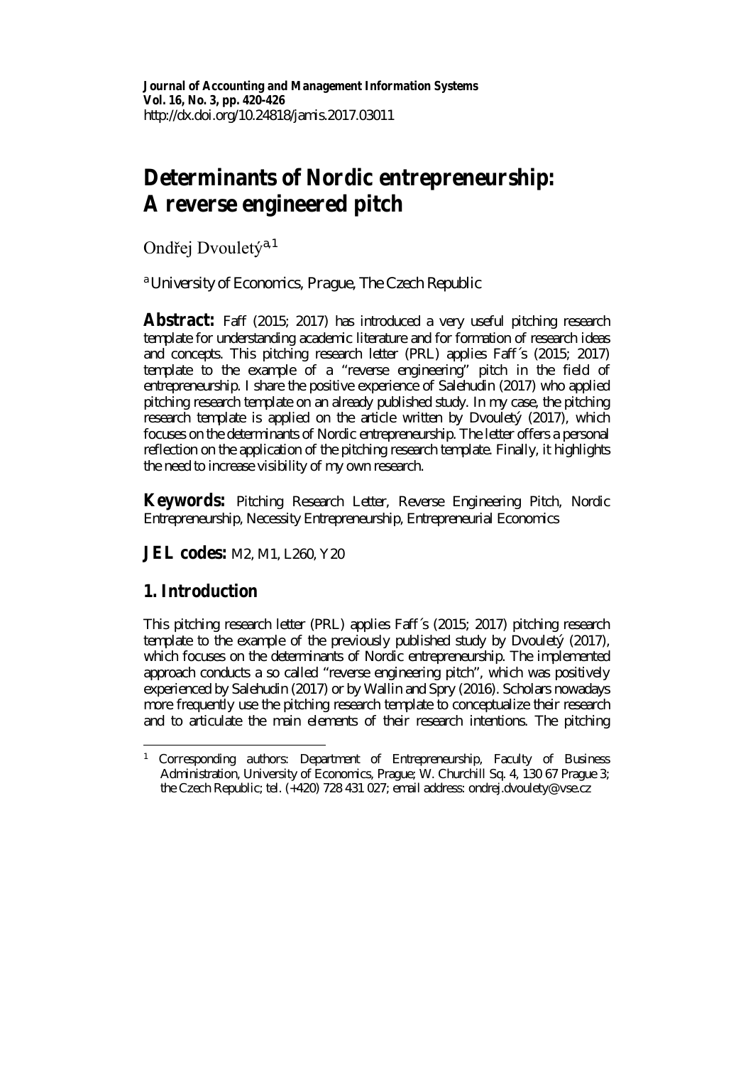**Journal of Accounting and Management Information Systems**
**Vol. 16, No. 3, pp. 420-426**
http://dx.doi.org/10.24818/jamis.2017.03011

# Determinants of Nordic entrepreneurship: A reverse engineered pitch

Ondřej Dvouletý[a,1]

[a] University of Economics, Prague, The Czech Republic

**Abstract:** Faff (2015; 2017) has introduced a very useful pitching research template for understanding academic literature and for formation of research ideas and concepts. This pitching research letter (PRL) applies Faff´s (2015; 2017) template to the example of a "reverse engineering" pitch in the field of entrepreneurship. I share the positive experience of Salehudin (2017) who applied pitching research template on an already published study. In my case, the pitching research template is applied on the article written by Dvouletý (2017), which focuses on the determinants of Nordic entrepreneurship. The letter offers a personal reflection on the application of the pitching research template. Finally, it highlights the need to increase visibility of my own research.

**Keywords:** Pitching Research Letter, Reverse Engineering Pitch, Nordic Entrepreneurship, Necessity Entrepreneurship, Entrepreneurial Economics

**JEL codes:** M2, M1, L260, Y20

## 1. Introduction

This pitching research letter (PRL) applies Faff´s (2015; 2017) pitching research template to the example of the previously published study by Dvouletý (2017), which focuses on the determinants of Nordic entrepreneurship. The implemented approach conducts a so called "reverse engineering pitch", which was positively experienced by Salehudin (2017) or by Wallin and Spry (2016). Scholars nowadays more frequently use the pitching research template to conceptualize their research and to articulate the main elements of their research intentions. The pitching

---

[1] Corresponding authors: Department of Entrepreneurship, Faculty of Business Administration, University of Economics, Prague; W. Churchill Sq. 4, 130 67 Prague 3; the Czech Republic; tel. (+420) 728 431 027; email address: ondrej.dvoulety@vse.cz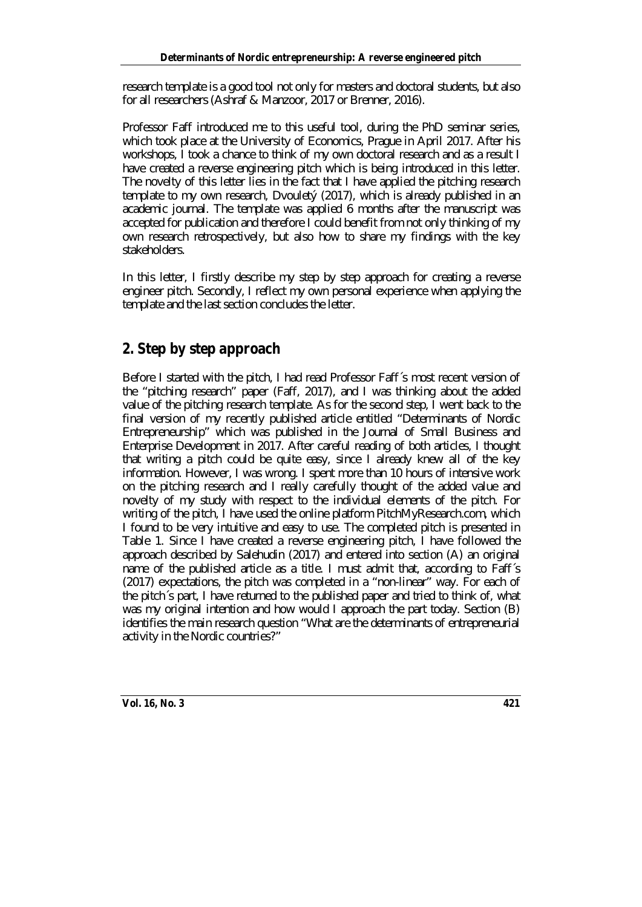research template is a good tool not only for masters and doctoral students, but also for all researchers (Ashraf & Manzoor, 2017 or Brenner, 2016).

Professor Faff introduced me to this useful tool, during the PhD seminar series, which took place at the University of Economics, Prague in April 2017. After his workshops, I took a chance to think of my own doctoral research and as a result I have created a reverse engineering pitch which is being introduced in this letter. The novelty of this letter lies in the fact that I have applied the pitching research template to my own research, Dvouletý (2017), which is already published in an academic journal. The template was applied 6 months after the manuscript was accepted for publication and therefore I could benefit from not only thinking of my own research retrospectively, but also how to share my findings with the key stakeholders.

In this letter, I firstly describe my step by step approach for creating a reverse engineer pitch. Secondly, I reflect my own personal experience when applying the template and the last section concludes the letter.

## 2. Step by step approach

Before I started with the pitch, I had read Professor Faff´s most recent version of the "pitching research" paper (Faff, 2017), and I was thinking about the added value of the pitching research template. As for the second step, I went back to the final version of my recently published article entitled "Determinants of Nordic Entrepreneurship" which was published in the Journal of Small Business and Enterprise Development in 2017. After careful reading of both articles, I thought that writing a pitch could be quite easy, since I already knew all of the key information. However, I was wrong. I spent more than 10 hours of intensive work on the pitching research and I really carefully thought of the added value and novelty of my study with respect to the individual elements of the pitch. For writing of the pitch, I have used the online platform PitchMyResearch.com, which I found to be very intuitive and easy to use. The completed pitch is presented in Table 1. Since I have created a reverse engineering pitch, I have followed the approach described by Salehudin (2017) and entered into section (A) an original name of the published article as a title. I must admit that, according to Faff´s (2017) expectations, the pitch was completed in a "non-linear" way. For each of the pitch´s part, I have returned to the published paper and tried to think of, what was my original intention and how would I approach the part today. Section (B) identifies the main research question "What are the determinants of entrepreneurial activity in the Nordic countries?"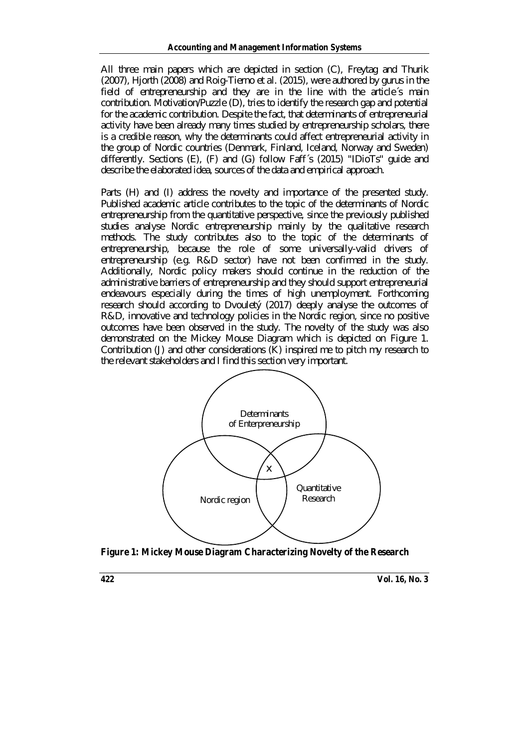All three main papers which are depicted in section (C), Freytag and Thurik (2007), Hjorth (2008) and Roig-Tierno et al. (2015), were authored by gurus in the field of entrepreneurship and they are in the line with the article´s main contribution. Motivation/Puzzle (D), tries to identify the research gap and potential for the academic contribution. Despite the fact, that determinants of entrepreneurial activity have been already many times studied by entrepreneurship scholars, there is a credible reason, why the determinants could affect entrepreneurial activity in the group of Nordic countries (Denmark, Finland, Iceland, Norway and Sweden) differently. Sections (E), (F) and (G) follow Faff´s (2015) "IDioTs" guide and describe the elaborated idea, sources of the data and empirical approach.

Parts (H) and (I) address the novelty and importance of the presented study. Published academic article contributes to the topic of the determinants of Nordic entrepreneurship from the quantitative perspective, since the previously published studies analyse Nordic entrepreneurship mainly by the qualitative research methods. The study contributes also to the topic of the determinants of entrepreneurship, because the role of some universally-valid drivers of entrepreneurship (e.g. R&D sector) have not been confirmed in the study. Additionally, Nordic policy makers should continue in the reduction of the administrative barriers of entrepreneurship and they should support entrepreneurial endeavours especially during the times of high unemployment. Forthcoming research should according to Dvouletý (2017) deeply analyse the outcomes of R&D, innovative and technology policies in the Nordic region, since no positive outcomes have been observed in the study. The novelty of the study was also demonstrated on the Mickey Mouse Diagram which is depicted on Figure 1. Contribution (J) and other considerations (K) inspired me to pitch my research to the relevant stakeholders and I find this section very important.

Determinants of Enterpreneurship

X

Nordic region

Quantitative Research

**Figure 1: Mickey Mouse Diagram Characterizing Novelty of the Research**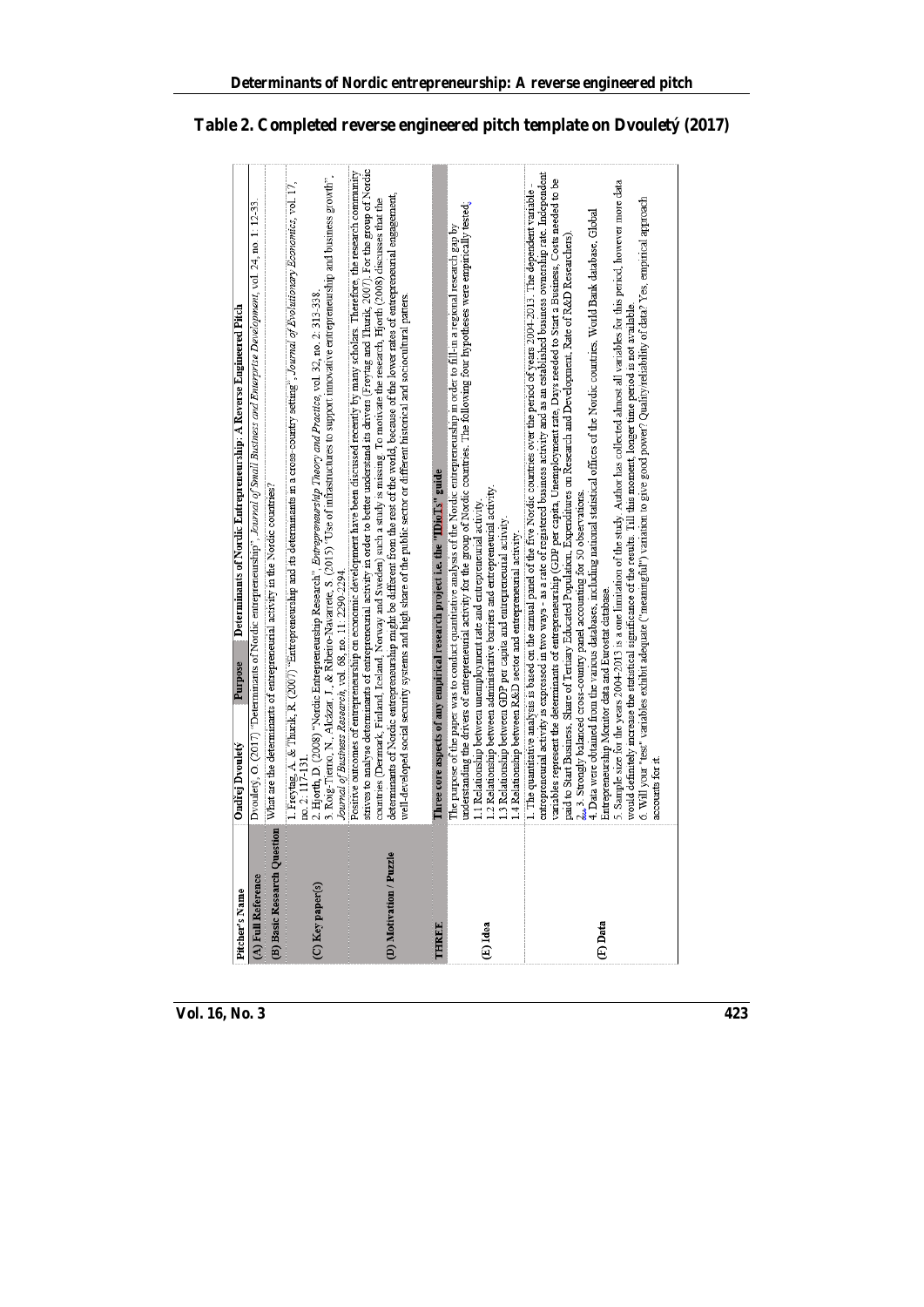**Table 2. Completed reverse engineered pitch template on Dvouletý (2017)**

| Pitcher's Name | Ondřej Dvouletý | Purpose | Determinants of Nordic Entrepreneurship: A Reverse Engineered Pitch |
|---|---|---|---|
| (A) Full Reference | Dvouletý, O. (2017) "Determinants of Nordic entrepreneurship", *Journal of Small Business and Enterprise Development*, vol. 24, no. 1: 12-33. | | |
| (B) Basic Research Question | What are the determinants of entrepreneurial activity in the Nordic countries? | | |
| (C) Key paper(s) | 1. Freytag, A. & Thurik, R. (2007) "Entrepreneurship and its determinants in a cross-country setting", *Journal of Evolutionary Economics*, vol. 17, no. 2: 117-131.<br>2. Hjorth, D. (2008) "Nordic Entrepreneurship Research", *Entrepreneurship Theory and Practice*, vol. 32, no. 2: 313-338.<br>3. Roig-Tierno, N., Alcázar, J., & Ribeiro-Navarrete, S. (2015) "Use of infrastructures to support innovative entrepreneurship and business growth", *Journal of Business Research*, vol. 68, no. 11: 2290-2294. | | |
| (D) Motivation / Puzzle | Positive outcomes of entrepreneurship on economic development have been discussed recently by many scholars. Therefore, the research community strives to analyse determinants of entrepreneurial activity in order to better understand its drivers (Freytag and Thurik, 2007). For the group of Nordic countries (Denmark, Finland, Iceland, Norway and Sweden) such a study is missing. To motivate the research, Hjorth (2008) discusses that the determinants of Nordic entrepreneurship might be different from the rest of the world, because of the lower rates of entrepreneurial engagement, well-developed social security systems and high share of the public sector or different historical and sociocultural patters. | | |
| **THREE** | **Three core aspects of any empirical research project i.e. the "IDioTs" guide** | | |
| (E) Idea | The purpose of the paper was to conduct quantitative analysis of the Nordic entrepreneurship in order to fill-in a regional research gap by understanding the drivers of entrepreneurial activity for the group of Nordic countries. The following four hypotheses were empirically tested:<br>1.1 Relationship between unemployment rate and entrepreneurial activity.<br>1.2 Relationship between administrative barriers and entrepreneurial activity.<br>1.3 Relationship between GDP per capita and entrepreneurial activity.<br>1.4 Relationship between R&D sector and entrepreneurial activity. | | |
| (F) Data | 1. The quantitative analysis is based on the annual panel of the five Nordic countries over the period of years 2004-2013. The dependent variable - entrepreneurial activity is expressed in two ways - as a rate of registered business activity and as an established business ownership rate. Independent variables represent the determinants of entrepreneurship (GDP per capita, Unemployment rate, Days needed to Start a Business, Costs needed to be paid to Start Business, Share of Tertiary Educated Population, Expenditures on Research and Development, Rate of R&D Researchers).<br>2. 3. Strongly balanced cross-country panel accounting for 50 observations.<br>4. Data were obtained from the various databases, including national statistical offices of the Nordic countries, World Bank database, Global Entrepreneurship Monitor data and Eurostat database.<br>5. Sample size for the years 2004-2013 is a one limitation of the study. Author has collected almost all variables for this period, however more data would definitely increase the statistical significance of the results. Till this moment, longer time period is not available.<br>6. Will your "test" variables exhibit adequate ("meaningful") variation to give good power? Quality/reliability of data? Yes, empirical approach accounts for it. | | |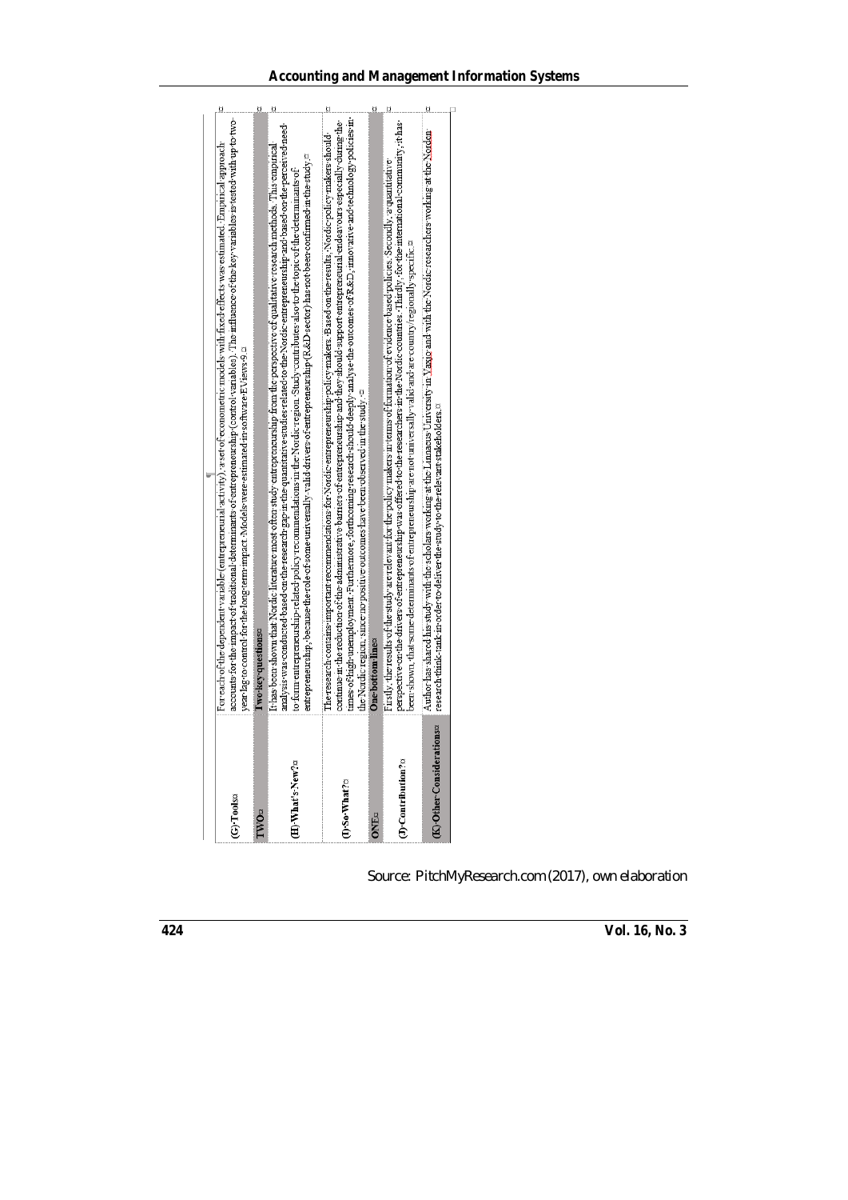| | |
|---|---|
| (G) Tools | For each of the dependent variable (entrepreneurial activity) a set of econometric models with fixed effects was estimated. Empirical approach accounts for the impact of traditional determinants of entrepreneurship (control variables). The influence of the key variables is tested with up to two-year lag to control for the long-term impact. Models were estimated in software EViews 9. |
| **TWO** | **Two key questions** |
| (H) What's New? | It has been shown that Nordic literature most often study entrepreneurship from the perspective of qualitative research methods. This empirical analysis was conducted based on the research gap in the quantitative studies related to the Nordic entrepreneurship and based on the perceived need to form entrepreneurship-related policy recommendations in the Nordic region. Study contributes also to the topic of the determinants of entrepreneurship, because the role of some universally valid drivers of entrepreneurship (R&D sector) has not been confirmed in the study. |
| (I) So What? | The research contains important recommendations for Nordic entrepreneurship policy makers. Based on the results, Nordic policy makers should continue in the reduction of the administrative barriers of entrepreneurship and they should support entrepreneurial endeavours especially during the times of high unemployment. Furthermore, forthcoming research should deeply analyse the outcomes of R&D, innovative and technology policies in the Nordic region, since no positive outcomes have been observed in the study. |
| **ONE** | **One bottom line** |
| (J) Contribution? | Firstly, the results of the study are relevant for the policy makers in terms of formation of evidence-based policies. Secondly, a quantitative perspective on the drivers of entrepreneurship was offered to the researchers in the Nordic countries. Thirdly, for the international community, it has been shown, that some determinants of entrepreneurship are not universally valid and are country/regionally specific. |
| (K) Other Considerations | Author has shared his study with the scholars working at the Linnaeus University in Vaxjo and with the Nordic researchers working at the Norden research think-tank in order to deliver the study to the relevant stakeholders. |

Source: PitchMyResearch.com (2017), own elaboration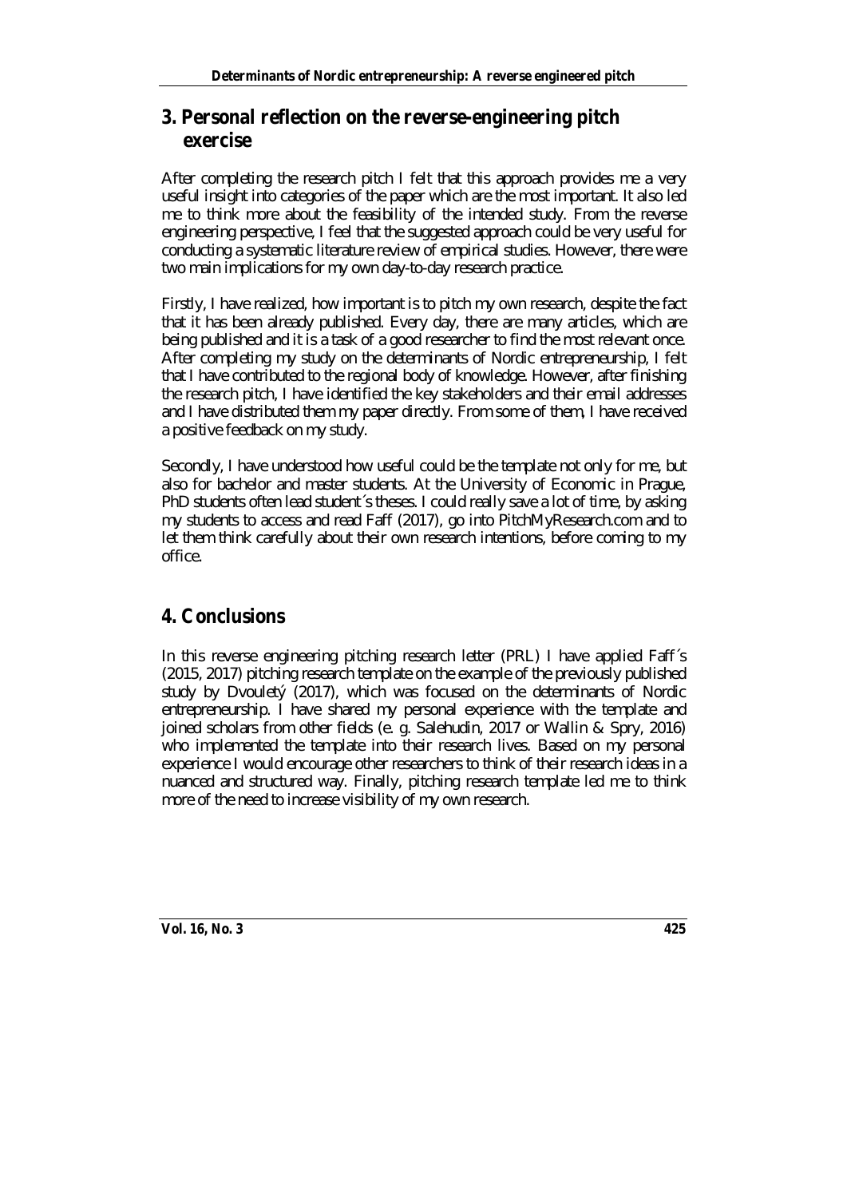## 3. Personal reflection on the reverse-engineering pitch exercise

After completing the research pitch I felt that this approach provides me a very useful insight into categories of the paper which are the most important. It also led me to think more about the feasibility of the intended study. From the reverse engineering perspective, I feel that the suggested approach could be very useful for conducting a systematic literature review of empirical studies. However, there were two main implications for my own day-to-day research practice.

Firstly, I have realized, how important is to pitch my own research, despite the fact that it has been already published. Every day, there are many articles, which are being published and it is a task of a good researcher to find the most relevant once. After completing my study on the determinants of Nordic entrepreneurship, I felt that I have contributed to the regional body of knowledge. However, after finishing the research pitch, I have identified the key stakeholders and their email addresses and I have distributed them my paper directly. From some of them, I have received a positive feedback on my study.

Secondly, I have understood how useful could be the template not only for me, but also for bachelor and master students. At the University of Economic in Prague, PhD students often lead student´s theses. I could really save a lot of time, by asking my students to access and read Faff (2017), go into PitchMyResearch.com and to let them think carefully about their own research intentions, before coming to my office.

## 4. Conclusions

In this reverse engineering pitching research letter (PRL) I have applied Faff´s (2015, 2017) pitching research template on the example of the previously published study by Dvouletý (2017), which was focused on the determinants of Nordic entrepreneurship. I have shared my personal experience with the template and joined scholars from other fields (e. g. Salehudin, 2017 or Wallin & Spry, 2016) who implemented the template into their research lives. Based on my personal experience I would encourage other researchers to think of their research ideas in a nuanced and structured way. Finally, pitching research template led me to think more of the need to increase visibility of my own research.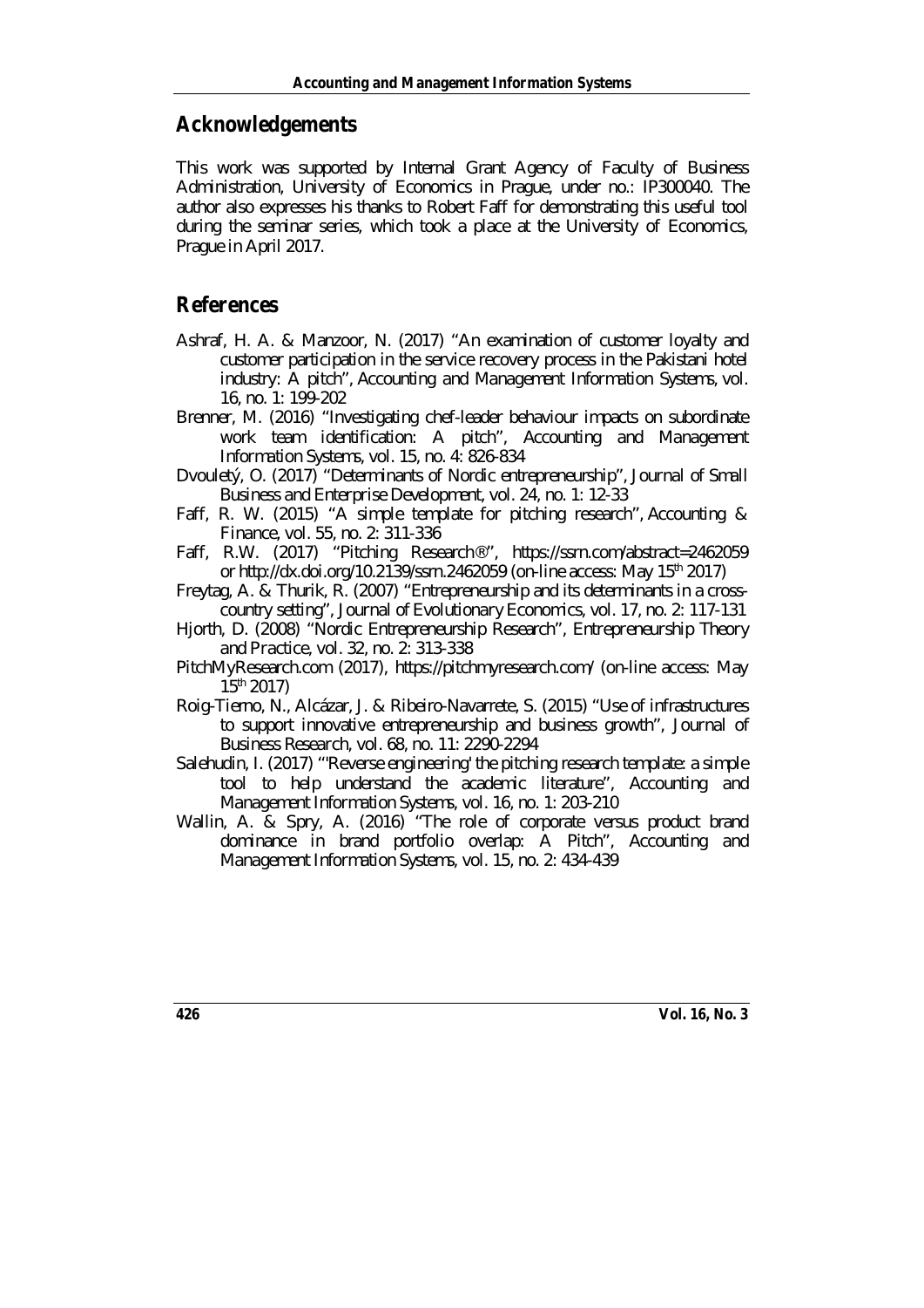## Acknowledgements

This work was supported by Internal Grant Agency of Faculty of Business Administration, University of Economics in Prague, under no.: IP300040. The author also expresses his thanks to Robert Faff for demonstrating this useful tool during the seminar series, which took a place at the University of Economics, Prague in April 2017.

## References

- Ashraf, H. A. & Manzoor, N. (2017) "An examination of customer loyalty and customer participation in the service recovery process in the Pakistani hotel industry: A pitch", Accounting and Management Information Systems, vol. 16, no. 1: 199-202
- Brenner, M. (2016) "Investigating chef-leader behaviour impacts on subordinate work team identification: A pitch", Accounting and Management Information Systems, vol. 15, no. 4: 826-834
- Dvouletý, O. (2017) "Determinants of Nordic entrepreneurship", Journal of Small Business and Enterprise Development, vol. 24, no. 1: 12-33
- Faff, R. W. (2015) "A simple template for pitching research", Accounting & Finance, vol. 55, no. 2: 311-336
- Faff, R.W. (2017) "Pitching Research®", https://ssrn.com/abstract=2462059 or http://dx.doi.org/10.2139/ssrn.2462059 (on-line access: May 15th 2017)
- Freytag, A. & Thurik, R. (2007) "Entrepreneurship and its determinants in a cross-country setting", Journal of Evolutionary Economics, vol. 17, no. 2: 117-131
- Hjorth, D. (2008) "Nordic Entrepreneurship Research", Entrepreneurship Theory and Practice, vol. 32, no. 2: 313-338
- PitchMyResearch.com (2017), https://pitchmyresearch.com/ (on-line access: May 15th 2017)
- Roig-Tierno, N., Alcázar, J. & Ribeiro-Navarrete, S. (2015) "Use of infrastructures to support innovative entrepreneurship and business growth", Journal of Business Research, vol. 68, no. 11: 2290-2294
- Salehudin, I. (2017) "'Reverse engineering' the pitching research template: a simple tool to help understand the academic literature", Accounting and Management Information Systems, vol. 16, no. 1: 203-210
- Wallin, A. & Spry, A. (2016) "The role of corporate versus product brand dominance in brand portfolio overlap: A Pitch", Accounting and Management Information Systems, vol. 15, no. 2: 434-439